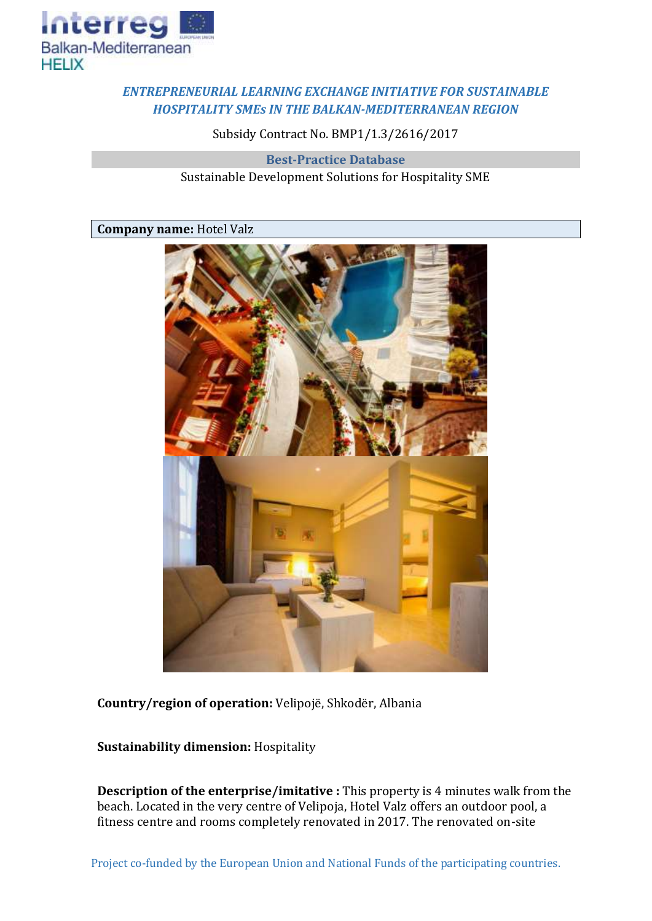*ENTREPRENEURIAL LEARNING EXCHANGE INITIATIVE FOR SUSTAINABLE HOSPITALITY SMEs IN THE BALKAN-MEDITERRANEAN REGION*

Subsidy Contract No. BMP1/1.3/2616/2017

**Best-Practice Database**

Sustainable Development Solutions for Hospitality SME

**Company name:** Hotel Valz

**Country/region of operation:** Velipojë, Shkodër, Albania

**Sustainability dimension:** Hospitality

**Description of the enterprise/imitative :** This property is 4 minutes walk from the beach. Located in the very centre of Velipoja, Hotel Valz offers an outdoor pool, a fitness centre and rooms completely renovated in 2017. The renovated on-site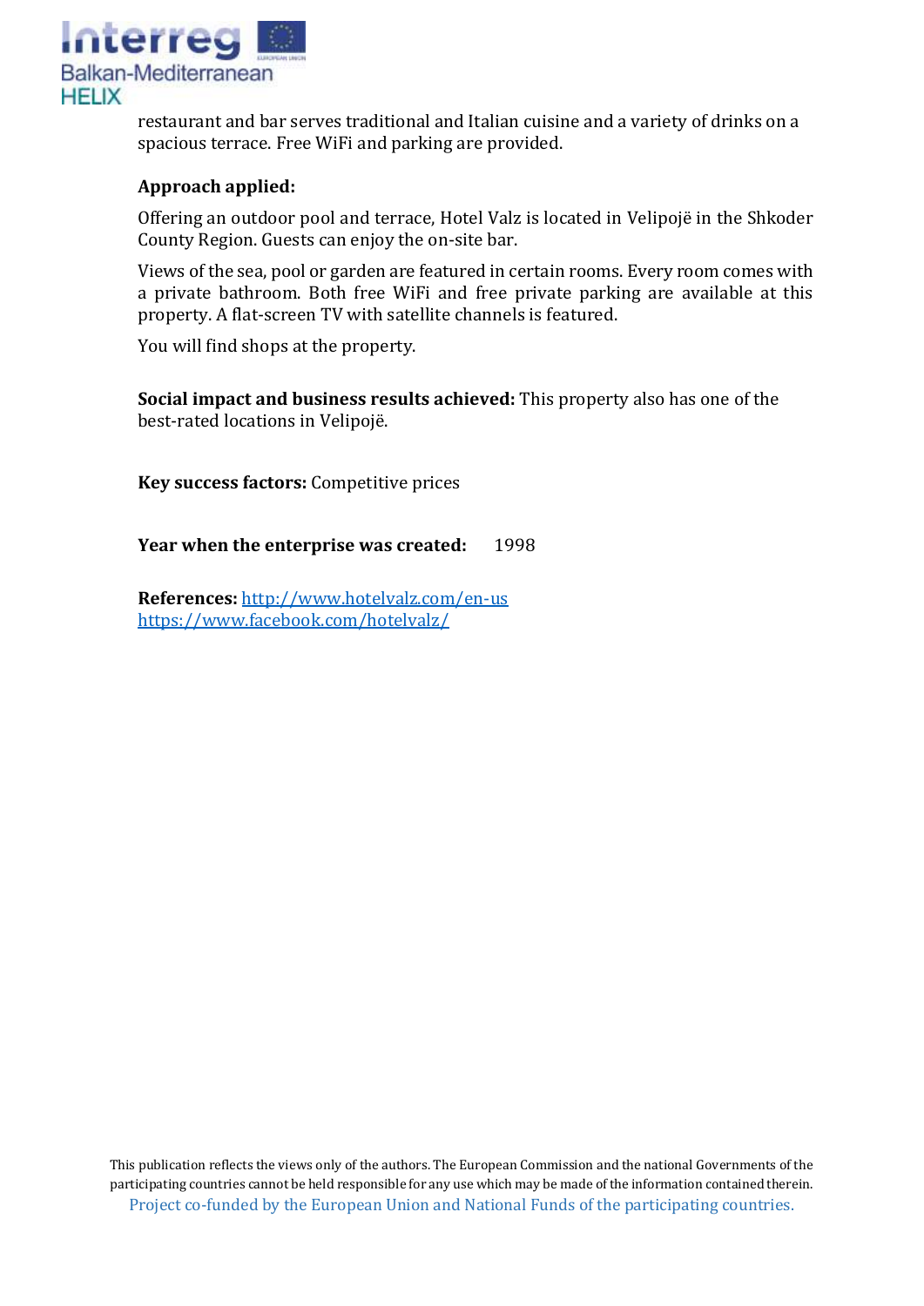restaurant and bar serves traditional and Italian cuisine and a variety of drinks on a spacious terrace. Free WiFi and parking are provided.

**Approach applied:**

Offering an outdoor pool and terrace, Hotel Valz is located in Velipojë in the Shkoder County Region. Guests can enjoy the on-site bar.

Views of the sea, pool or garden are featured in certain rooms. Every room comes with a private bathroom. Both free WiFi and free private parking are available at this property. A flat-screen TV with satellite channels is featured.

You will find shops at the property.

**Social impact and business results achieved:** This property also has one of the best-rated locations in Velipojë.

**Key success factors:** Competitive prices

**Year when the enterprise was created:** 1998

**References:** http://www.hotelvalz.com/en-us
https://www.facebook.com/hotelvalz/